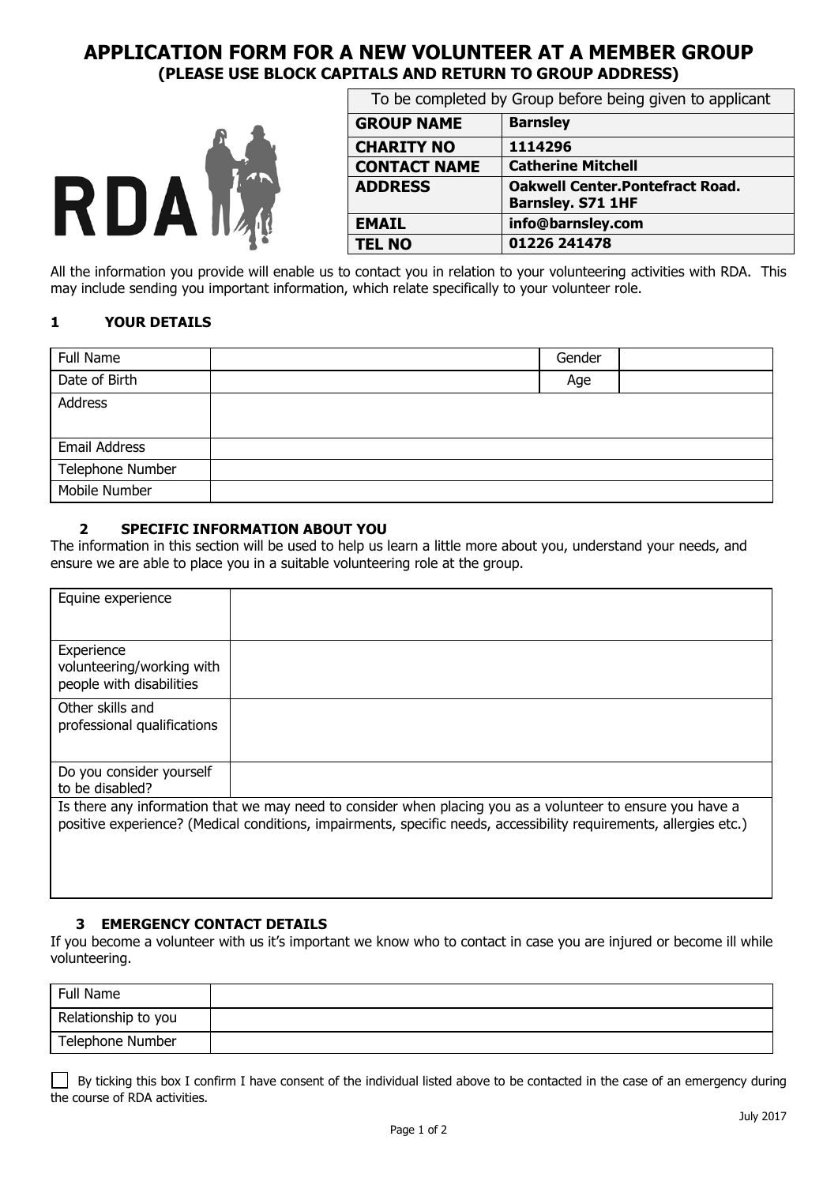# APPLICATION FORM FOR A NEW VOLUNTEER AT A MEMBER GROUP
**(PLEASE USE BLOCK CAPITALS AND RETURN TO GROUP ADDRESS)**

| To be completed by Group before being given to applicant | |
|---|---|
| **GROUP NAME** | **Barnsley** |
| **CHARITY NO** | **1114296** |
| **CONTACT NAME** | **Catherine Mitchell** |
| **ADDRESS** | **Oakwell Center.Pontefract Road. Barnsley. S71 1HF** |
| **EMAIL** | **info@barnsley.com** |
| **TEL NO** | **01226 241478** |

All the information you provide will enable us to contact you in relation to your volunteering activities with RDA. This may include sending you important information, which relate specifically to your volunteer role.

## 1 YOUR DETAILS

| Full Name | | Gender | |
|---|---|---|---|
| Date of Birth | | Age | |
| Address | | | |
| Email Address | | | |
| Telephone Number | | | |
| Mobile Number | | | |

## 2 SPECIFIC INFORMATION ABOUT YOU

The information in this section will be used to help us learn a little more about you, understand your needs, and ensure we are able to place you in a suitable volunteering role at the group.

| Equine experience | |
|---|---|
| Experience volunteering/working with people with disabilities | |
| Other skills and professional qualifications | |
| Do you consider yourself to be disabled? | |
| Is there any information that we may need to consider when placing you as a volunteer to ensure you have a positive experience? (Medical conditions, impairments, specific needs, accessibility requirements, allergies etc.) | |

## 3 EMERGENCY CONTACT DETAILS

If you become a volunteer with us it's important we know who to contact in case you are injured or become ill while volunteering.

| Full Name | |
|---|---|
| Relationship to you | |
| Telephone Number | |

☐ By ticking this box I confirm I have consent of the individual listed above to be contacted in the case of an emergency during the course of RDA activities.

July 2017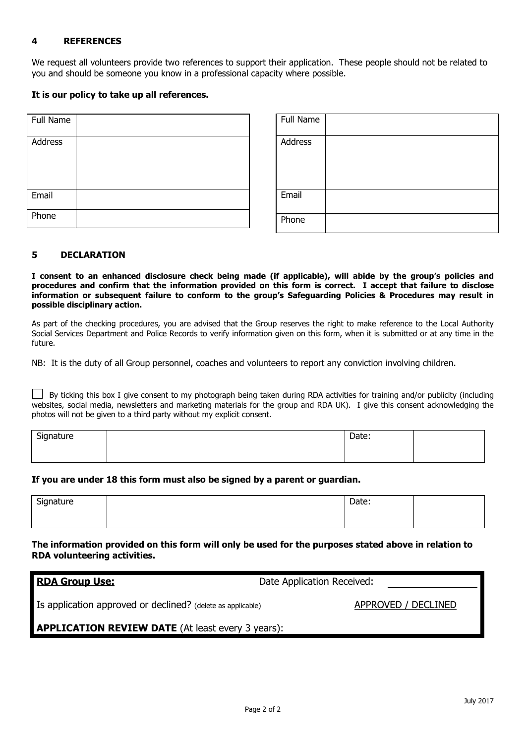## 4 REFERENCES

We request all volunteers provide two references to support their application. These people should not be related to you and should be someone you know in a professional capacity where possible.

**It is our policy to take up all references.**

| | |
|---|---|
| Full Name | |
| Address | |
| Email | |
| Phone | |

| | |
|---|---|
| Full Name | |
| Address | |
| Email | |
| Phone | |

## 5 DECLARATION

**I consent to an enhanced disclosure check being made (if applicable), will abide by the group's policies and procedures and confirm that the information provided on this form is correct. I accept that failure to disclose information or subsequent failure to conform to the group's Safeguarding Policies & Procedures may result in possible disciplinary action.**

As part of the checking procedures, you are advised that the Group reserves the right to make reference to the Local Authority Social Services Department and Police Records to verify information given on this form, when it is submitted or at any time in the future.

NB: It is the duty of all Group personnel, coaches and volunteers to report any conviction involving children.

☐ By ticking this box I give consent to my photograph being taken during RDA activities for training and/or publicity (including websites, social media, newsletters and marketing materials for the group and RDA UK). I give this consent acknowledging the photos will not be given to a third party without my explicit consent.

| | | | |
|---|---|---|---|
| Signature | | Date: | |

**If you are under 18 this form must also be signed by a parent or guardian.**

| | | | |
|---|---|---|---|
| Signature | | Date: | |

**The information provided on this form will only be used for the purposes stated above in relation to RDA volunteering activities.**

**RDA Group Use:** Date Application Received: ____________

Is application approved or declined? (delete as applicable) APPROVED / DECLINED

**APPLICATION REVIEW DATE** (At least every 3 years):

July 2017